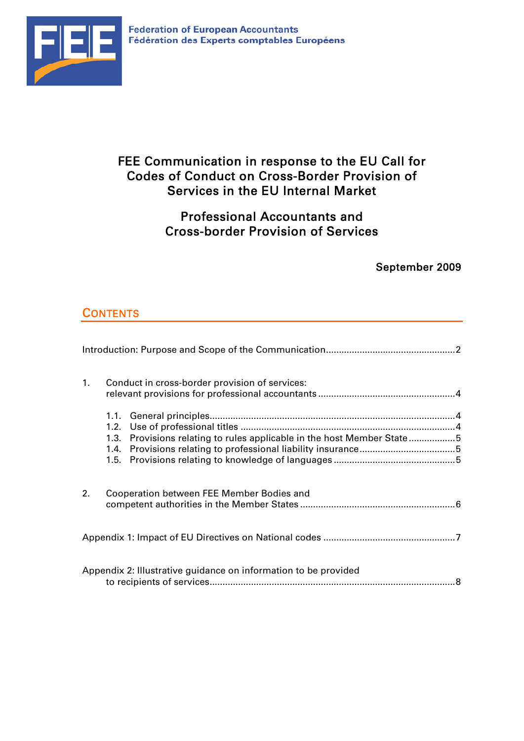Federation of European Accountants
Fédération des Experts comptables Européens

# FEE Communication in response to the EU Call for Codes of Conduct on Cross-Border Provision of Services in the EU Internal Market

## Professional Accountants and Cross-border Provision of Services

September 2009

## CONTENTS

Introduction: Purpose and Scope of the Communication ..... 2

1. Conduct in cross-border provision of services: relevant provisions for professional accountants ..... 4
   - 1.1. General principles ..... 4
   - 1.2. Use of professional titles ..... 4
   - 1.3. Provisions relating to rules applicable in the host Member State ..... 5
   - 1.4. Provisions relating to professional liability insurance ..... 5
   - 1.5. Provisions relating to knowledge of languages ..... 5

2. Cooperation between FEE Member Bodies and competent authorities in the Member States ..... 6

Appendix 1: Impact of EU Directives on National codes ..... 7

Appendix 2: Illustrative guidance on information to be provided to recipients of services ..... 8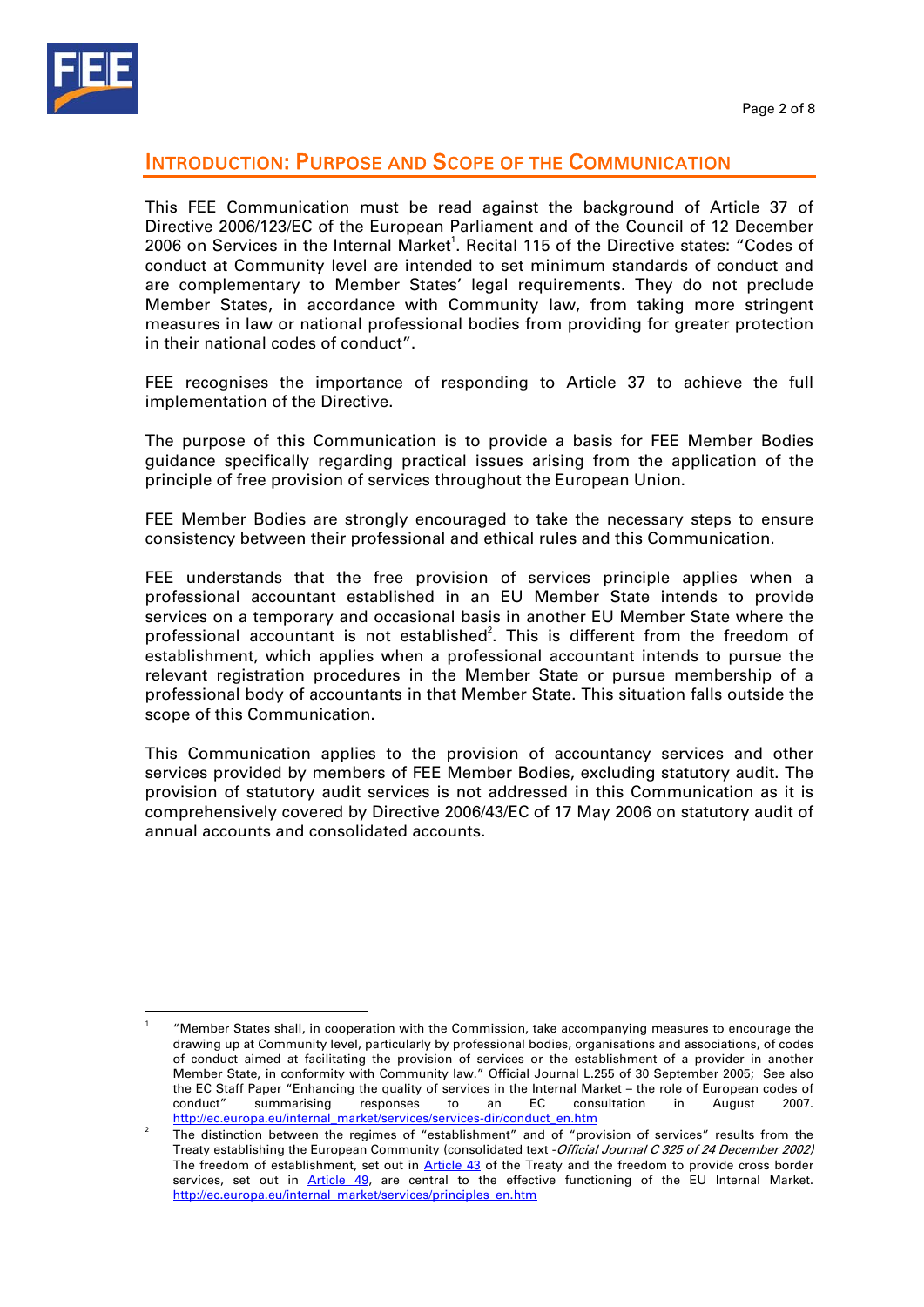## INTRODUCTION: PURPOSE AND SCOPE OF THE COMMUNICATION

This FEE Communication must be read against the background of Article 37 of Directive 2006/123/EC of the European Parliament and of the Council of 12 December 2006 on Services in the Internal Market[1]. Recital 115 of the Directive states: "Codes of conduct at Community level are intended to set minimum standards of conduct and are complementary to Member States' legal requirements. They do not preclude Member States, in accordance with Community law, from taking more stringent measures in law or national professional bodies from providing for greater protection in their national codes of conduct".

FEE recognises the importance of responding to Article 37 to achieve the full implementation of the Directive.

The purpose of this Communication is to provide a basis for FEE Member Bodies guidance specifically regarding practical issues arising from the application of the principle of free provision of services throughout the European Union.

FEE Member Bodies are strongly encouraged to take the necessary steps to ensure consistency between their professional and ethical rules and this Communication.

FEE understands that the free provision of services principle applies when a professional accountant established in an EU Member State intends to provide services on a temporary and occasional basis in another EU Member State where the professional accountant is not established[2]. This is different from the freedom of establishment, which applies when a professional accountant intends to pursue the relevant registration procedures in the Member State or pursue membership of a professional body of accountants in that Member State. This situation falls outside the scope of this Communication.

This Communication applies to the provision of accountancy services and other services provided by members of FEE Member Bodies, excluding statutory audit. The provision of statutory audit services is not addressed in this Communication as it is comprehensively covered by Directive 2006/43/EC of 17 May 2006 on statutory audit of annual accounts and consolidated accounts.

---

[1] "Member States shall, in cooperation with the Commission, take accompanying measures to encourage the drawing up at Community level, particularly by professional bodies, organisations and associations, of codes of conduct aimed at facilitating the provision of services or the establishment of a provider in another Member State, in conformity with Community law." Official Journal L.255 of 30 September 2005; See also the EC Staff Paper "Enhancing the quality of services in the Internal Market – the role of European codes of conduct" summarising responses to an EC consultation in August 2007. http://ec.europa.eu/internal_market/services/services-dir/conduct_en.htm

[2] The distinction between the regimes of "establishment" and of "provision of services" results from the Treaty establishing the European Community (consolidated text -*Official Journal C 325 of 24 December 2002)* The freedom of establishment, set out in Article 43 of the Treaty and the freedom to provide cross border services, set out in Article 49, are central to the effective functioning of the EU Internal Market. http://ec.europa.eu/internal_market/services/principles_en.htm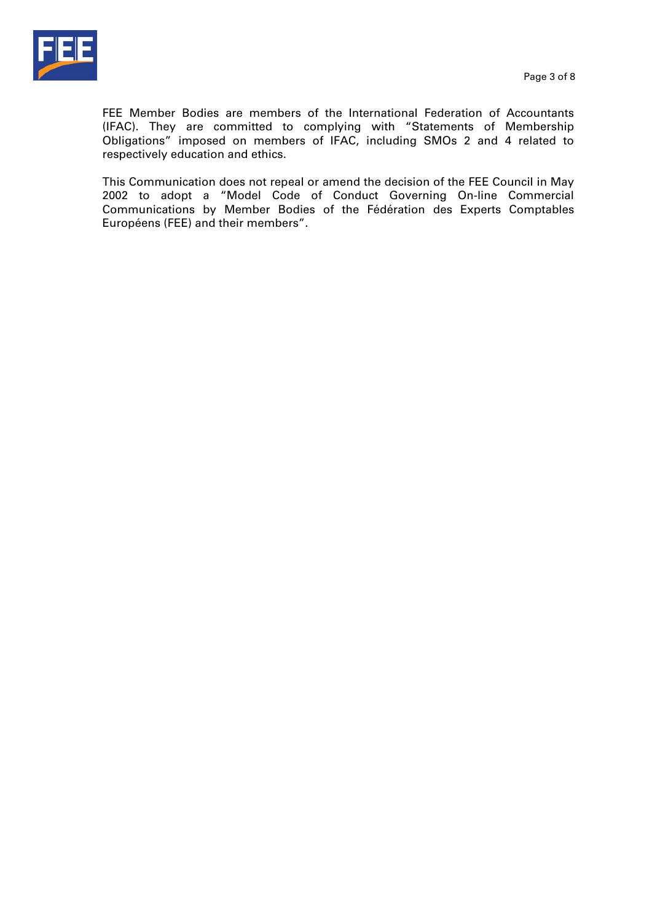FEE Member Bodies are members of the International Federation of Accountants (IFAC). They are committed to complying with "Statements of Membership Obligations" imposed on members of IFAC, including SMOs 2 and 4 related to respectively education and ethics.

This Communication does not repeal or amend the decision of the FEE Council in May 2002 to adopt a "Model Code of Conduct Governing On-line Commercial Communications by Member Bodies of the Fédération des Experts Comptables Européens (FEE) and their members".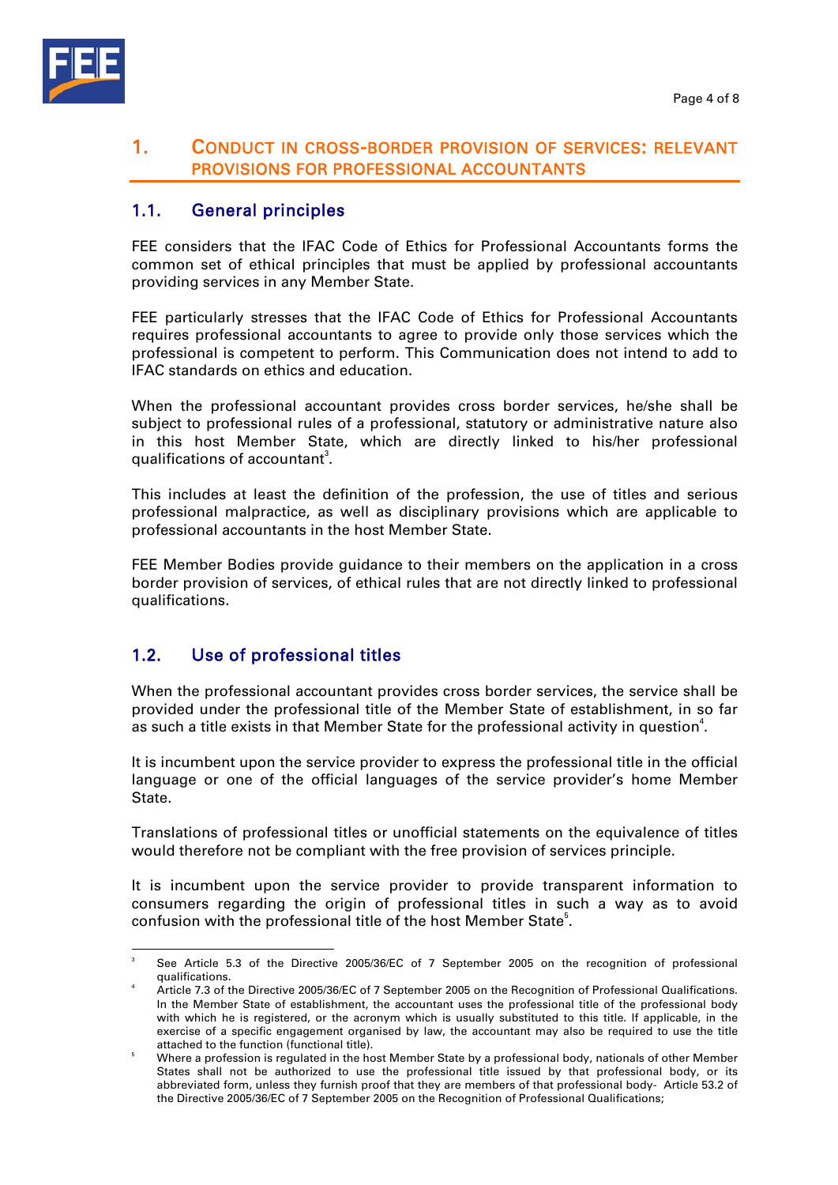# 1. Conduct in cross-border provision of services: relevant provisions for professional accountants

## 1.1. General principles

FEE considers that the IFAC Code of Ethics for Professional Accountants forms the common set of ethical principles that must be applied by professional accountants providing services in any Member State.

FEE particularly stresses that the IFAC Code of Ethics for Professional Accountants requires professional accountants to agree to provide only those services which the professional is competent to perform. This Communication does not intend to add to IFAC standards on ethics and education.

When the professional accountant provides cross border services, he/she shall be subject to professional rules of a professional, statutory or administrative nature also in this host Member State, which are directly linked to his/her professional qualifications of accountant[3].

This includes at least the definition of the profession, the use of titles and serious professional malpractice, as well as disciplinary provisions which are applicable to professional accountants in the host Member State.

FEE Member Bodies provide guidance to their members on the application in a cross border provision of services, of ethical rules that are not directly linked to professional qualifications.

## 1.2. Use of professional titles

When the professional accountant provides cross border services, the service shall be provided under the professional title of the Member State of establishment, in so far as such a title exists in that Member State for the professional activity in question[4].

It is incumbent upon the service provider to express the professional title in the official language or one of the official languages of the service provider's home Member State.

Translations of professional titles or unofficial statements on the equivalence of titles would therefore not be compliant with the free provision of services principle.

It is incumbent upon the service provider to provide transparent information to consumers regarding the origin of professional titles in such a way as to avoid confusion with the professional title of the host Member State[5].

---

[3] See Article 5.3 of the Directive 2005/36/EC of 7 September 2005 on the recognition of professional qualifications.

[4] Article 7.3 of the Directive 2005/36/EC of 7 September 2005 on the Recognition of Professional Qualifications. In the Member State of establishment, the accountant uses the professional title of the professional body with which he is registered, or the acronym which is usually substituted to this title. If applicable, in the exercise of a specific engagement organised by law, the accountant may also be required to use the title attached to the function (functional title).

[5] Where a profession is regulated in the host Member State by a professional body, nationals of other Member States shall not be authorized to use the professional title issued by that professional body, or its abbreviated form, unless they furnish proof that they are members of that professional body- Article 53.2 of the Directive 2005/36/EC of 7 September 2005 on the Recognition of Professional Qualifications;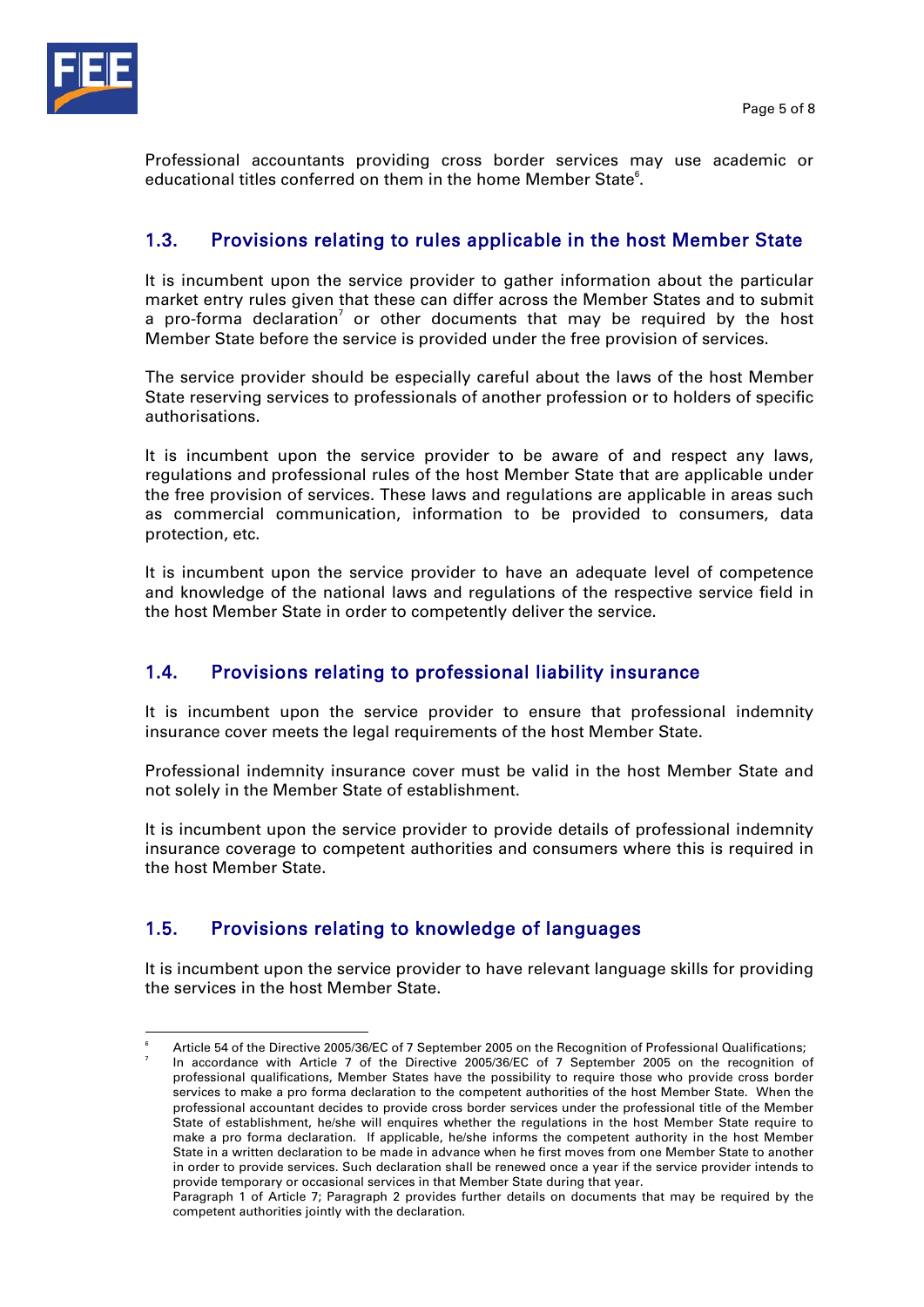Professional accountants providing cross border services may use academic or educational titles conferred on them in the home Member State[6].

## 1.3. Provisions relating to rules applicable in the host Member State

It is incumbent upon the service provider to gather information about the particular market entry rules given that these can differ across the Member States and to submit a pro-forma declaration[7] or other documents that may be required by the host Member State before the service is provided under the free provision of services.

The service provider should be especially careful about the laws of the host Member State reserving services to professionals of another profession or to holders of specific authorisations.

It is incumbent upon the service provider to be aware of and respect any laws, regulations and professional rules of the host Member State that are applicable under the free provision of services. These laws and regulations are applicable in areas such as commercial communication, information to be provided to consumers, data protection, etc.

It is incumbent upon the service provider to have an adequate level of competence and knowledge of the national laws and regulations of the respective service field in the host Member State in order to competently deliver the service.

## 1.4. Provisions relating to professional liability insurance

It is incumbent upon the service provider to ensure that professional indemnity insurance cover meets the legal requirements of the host Member State.

Professional indemnity insurance cover must be valid in the host Member State and not solely in the Member State of establishment.

It is incumbent upon the service provider to provide details of professional indemnity insurance coverage to competent authorities and consumers where this is required in the host Member State.

## 1.5. Provisions relating to knowledge of languages

It is incumbent upon the service provider to have relevant language skills for providing the services in the host Member State.

---

[6] Article 54 of the Directive 2005/36/EC of 7 September 2005 on the Recognition of Professional Qualifications;

[7] In accordance with Article 7 of the Directive 2005/36/EC of 7 September 2005 on the recognition of professional qualifications, Member States have the possibility to require those who provide cross border services to make a pro forma declaration to the competent authorities of the host Member State. When the professional accountant decides to provide cross border services under the professional title of the Member State of establishment, he/she will enquires whether the regulations in the host Member State require to make a pro forma declaration. If applicable, he/she informs the competent authority in the host Member State in a written declaration to be made in advance when he first moves from one Member State to another in order to provide services. Such declaration shall be renewed once a year if the service provider intends to provide temporary or occasional services in that Member State during that year.
Paragraph 1 of Article 7; Paragraph 2 provides further details on documents that may be required by the competent authorities jointly with the declaration.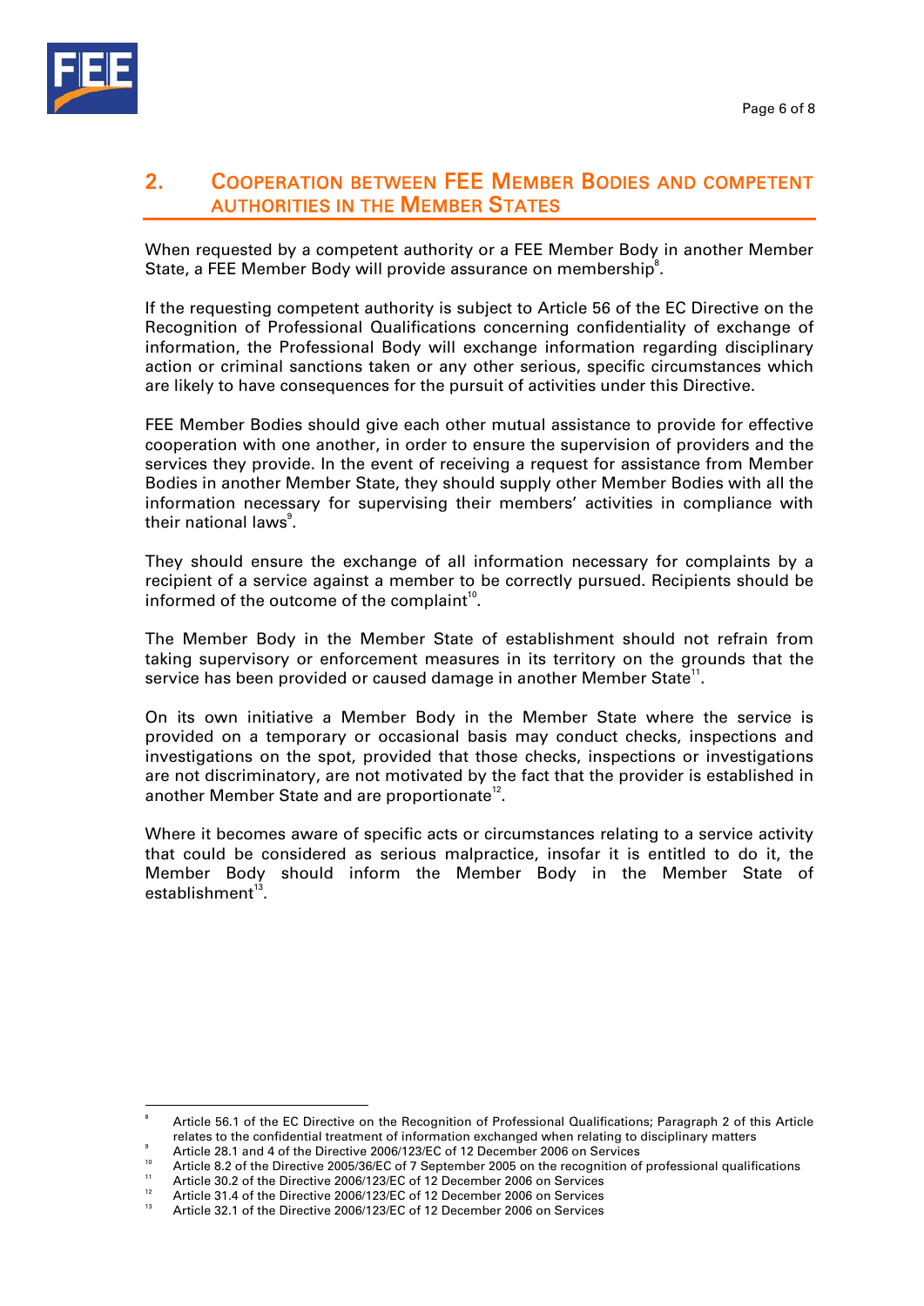## 2. Cooperation between FEE Member Bodies and competent authorities in the Member States

When requested by a competent authority or a FEE Member Body in another Member State, a FEE Member Body will provide assurance on membership[8].

If the requesting competent authority is subject to Article 56 of the EC Directive on the Recognition of Professional Qualifications concerning confidentiality of exchange of information, the Professional Body will exchange information regarding disciplinary action or criminal sanctions taken or any other serious, specific circumstances which are likely to have consequences for the pursuit of activities under this Directive.

FEE Member Bodies should give each other mutual assistance to provide for effective cooperation with one another, in order to ensure the supervision of providers and the services they provide. In the event of receiving a request for assistance from Member Bodies in another Member State, they should supply other Member Bodies with all the information necessary for supervising their members' activities in compliance with their national laws[9].

They should ensure the exchange of all information necessary for complaints by a recipient of a service against a member to be correctly pursued. Recipients should be informed of the outcome of the complaint[10].

The Member Body in the Member State of establishment should not refrain from taking supervisory or enforcement measures in its territory on the grounds that the service has been provided or caused damage in another Member State[11].

On its own initiative a Member Body in the Member State where the service is provided on a temporary or occasional basis may conduct checks, inspections and investigations on the spot, provided that those checks, inspections or investigations are not discriminatory, are not motivated by the fact that the provider is established in another Member State and are proportionate[12].

Where it becomes aware of specific acts or circumstances relating to a service activity that could be considered as serious malpractice, insofar it is entitled to do it, the Member Body should inform the Member Body in the Member State of establishment[13].

---

[8] Article 56.1 of the EC Directive on the Recognition of Professional Qualifications; Paragraph 2 of this Article relates to the confidential treatment of information exchanged when relating to disciplinary matters

[9] Article 28.1 and 4 of the Directive 2006/123/EC of 12 December 2006 on Services

[10] Article 8.2 of the Directive 2005/36/EC of 7 September 2005 on the recognition of professional qualifications

[11] Article 30.2 of the Directive 2006/123/EC of 12 December 2006 on Services

[12] Article 31.4 of the Directive 2006/123/EC of 12 December 2006 on Services

[13] Article 32.1 of the Directive 2006/123/EC of 12 December 2006 on Services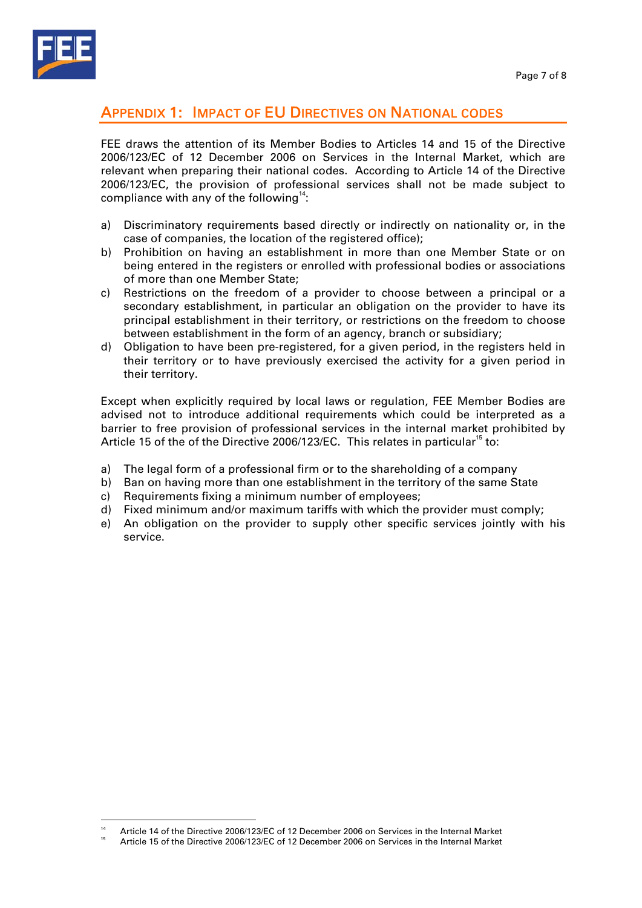## Appendix 1: Impact of EU Directives on National codes

FEE draws the attention of its Member Bodies to Articles 14 and 15 of the Directive 2006/123/EC of 12 December 2006 on Services in the Internal Market, which are relevant when preparing their national codes. According to Article 14 of the Directive 2006/123/EC, the provision of professional services shall not be made subject to compliance with any of the following[14]:

a) Discriminatory requirements based directly or indirectly on nationality or, in the case of companies, the location of the registered office);
b) Prohibition on having an establishment in more than one Member State or on being entered in the registers or enrolled with professional bodies or associations of more than one Member State;
c) Restrictions on the freedom of a provider to choose between a principal or a secondary establishment, in particular an obligation on the provider to have its principal establishment in their territory, or restrictions on the freedom to choose between establishment in the form of an agency, branch or subsidiary;
d) Obligation to have been pre-registered, for a given period, in the registers held in their territory or to have previously exercised the activity for a given period in their territory.

Except when explicitly required by local laws or regulation, FEE Member Bodies are advised not to introduce additional requirements which could be interpreted as a barrier to free provision of professional services in the internal market prohibited by Article 15 of the of the Directive 2006/123/EC. This relates in particular[15] to:

a) The legal form of a professional firm or to the shareholding of a company
b) Ban on having more than one establishment in the territory of the same State
c) Requirements fixing a minimum number of employees;
d) Fixed minimum and/or maximum tariffs with which the provider must comply;
e) An obligation on the provider to supply other specific services jointly with his service.

---

[14] Article 14 of the Directive 2006/123/EC of 12 December 2006 on Services in the Internal Market

[15] Article 15 of the Directive 2006/123/EC of 12 December 2006 on Services in the Internal Market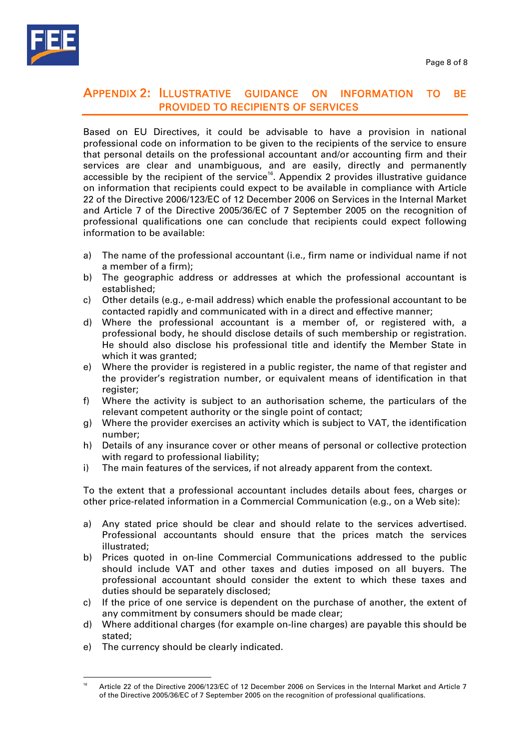## APPENDIX 2: ILLUSTRATIVE GUIDANCE ON INFORMATION TO BE PROVIDED TO RECIPIENTS OF SERVICES

Based on EU Directives, it could be advisable to have a provision in national professional code on information to be given to the recipients of the service to ensure that personal details on the professional accountant and/or accounting firm and their services are clear and unambiguous, and are easily, directly and permanently accessible by the recipient of the service[16]. Appendix 2 provides illustrative guidance on information that recipients could expect to be available in compliance with Article 22 of the Directive 2006/123/EC of 12 December 2006 on Services in the Internal Market and Article 7 of the Directive 2005/36/EC of 7 September 2005 on the recognition of professional qualifications one can conclude that recipients could expect following information to be available:

a) The name of the professional accountant (i.e., firm name or individual name if not a member of a firm);
b) The geographic address or addresses at which the professional accountant is established;
c) Other details (e.g., e-mail address) which enable the professional accountant to be contacted rapidly and communicated with in a direct and effective manner;
d) Where the professional accountant is a member of, or registered with, a professional body, he should disclose details of such membership or registration. He should also disclose his professional title and identify the Member State in which it was granted;
e) Where the provider is registered in a public register, the name of that register and the provider's registration number, or equivalent means of identification in that register;
f) Where the activity is subject to an authorisation scheme, the particulars of the relevant competent authority or the single point of contact;
g) Where the provider exercises an activity which is subject to VAT, the identification number;
h) Details of any insurance cover or other means of personal or collective protection with regard to professional liability;
i) The main features of the services, if not already apparent from the context.

To the extent that a professional accountant includes details about fees, charges or other price-related information in a Commercial Communication (e.g., on a Web site):

a) Any stated price should be clear and should relate to the services advertised. Professional accountants should ensure that the prices match the services illustrated;
b) Prices quoted in on-line Commercial Communications addressed to the public should include VAT and other taxes and duties imposed on all buyers. The professional accountant should consider the extent to which these taxes and duties should be separately disclosed;
c) If the price of one service is dependent on the purchase of another, the extent of any commitment by consumers should be made clear;
d) Where additional charges (for example on-line charges) are payable this should be stated;
e) The currency should be clearly indicated.

---

[16] Article 22 of the Directive 2006/123/EC of 12 December 2006 on Services in the Internal Market and Article 7 of the Directive 2005/36/EC of 7 September 2005 on the recognition of professional qualifications.